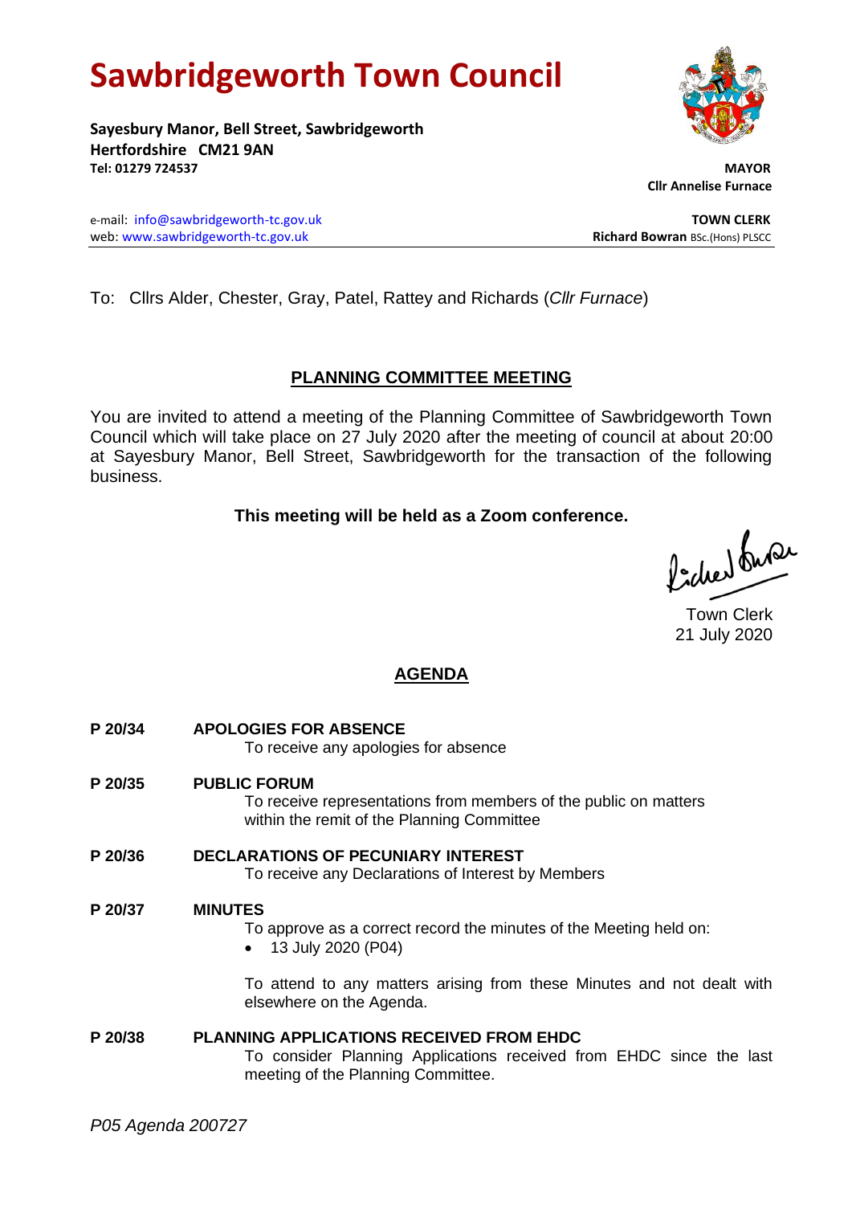# Sawbridgeworth Town Council

**Sayesbury Manor, Bell Street, Sawbridgeworth**
**Hertfordshire CM21 9AN**
**Tel: 01279 724537**

**MAYOR**
**Cllr Annelise Furnace**

e-mail: info@sawbridgeworth-tc.gov.uk
web: www.sawbridgeworth-tc.gov.uk

**TOWN CLERK**
**Richard Bowran** BSc.(Hons) PLSCC

To: Cllrs Alder, Chester, Gray, Patel, Rattey and Richards (*Cllr Furnace*)

## PLANNING COMMITTEE MEETING

You are invited to attend a meeting of the Planning Committee of Sawbridgeworth Town Council which will take place on 27 July 2020 after the meeting of council at about 20:00 at Sayesbury Manor, Bell Street, Sawbridgeworth for the transaction of the following business.

**This meeting will be held as a Zoom conference.**

Town Clerk
21 July 2020

## AGENDA

**P 20/34 APOLOGIES FOR ABSENCE**
To receive any apologies for absence

**P 20/35 PUBLIC FORUM**
To receive representations from members of the public on matters within the remit of the Planning Committee

**P 20/36 DECLARATIONS OF PECUNIARY INTEREST**
To receive any Declarations of Interest by Members

**P 20/37 MINUTES**
To approve as a correct record the minutes of the Meeting held on:

- 13 July 2020 (P04)

To attend to any matters arising from these Minutes and not dealt with elsewhere on the Agenda.

**P 20/38 PLANNING APPLICATIONS RECEIVED FROM EHDC**
To consider Planning Applications received from EHDC since the last meeting of the Planning Committee.

*P05 Agenda 200727*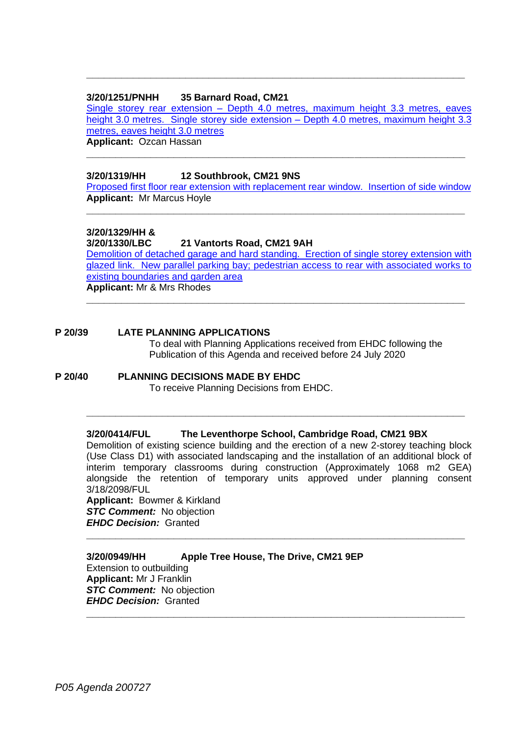---

**3/20/1251/PNHH 35 Barnard Road, CM21**

Single storey rear extension – Depth 4.0 metres, maximum height 3.3 metres, eaves height 3.0 metres. Single storey side extension – Depth 4.0 metres, maximum height 3.3 metres, eaves height 3.0 metres

**Applicant:** Ozcan Hassan

---

**3/20/1319/HH 12 Southbrook, CM21 9NS**

Proposed first floor rear extension with replacement rear window. Insertion of side window

**Applicant:** Mr Marcus Hoyle

---

**3/20/1329/HH &**
**3/20/1330/LBC 21 Vantorts Road, CM21 9AH**

Demolition of detached garage and hard standing. Erection of single storey extension with glazed link. New parallel parking bay; pedestrian access to rear with associated works to existing boundaries and garden area

**Applicant:** Mr & Mrs Rhodes

---

**P 20/39 LATE PLANNING APPLICATIONS**

To deal with Planning Applications received from EHDC following the Publication of this Agenda and received before 24 July 2020

**P 20/40 PLANNING DECISIONS MADE BY EHDC**

To receive Planning Decisions from EHDC.

---

**3/20/0414/FUL The Leventhorpe School, Cambridge Road, CM21 9BX**

Demolition of existing science building and the erection of a new 2-storey teaching block (Use Class D1) with associated landscaping and the installation of an additional block of interim temporary classrooms during construction (Approximately 1068 m2 GEA) alongside the retention of temporary units approved under planning consent 3/18/2098/FUL

**Applicant:** Bowmer & Kirkland
***STC Comment:*** No objection
***EHDC Decision:*** Granted

---

**3/20/0949/HH Apple Tree House, The Drive, CM21 9EP**

Extension to outbuilding

**Applicant:** Mr J Franklin
***STC Comment:*** No objection
***EHDC Decision:*** Granted

---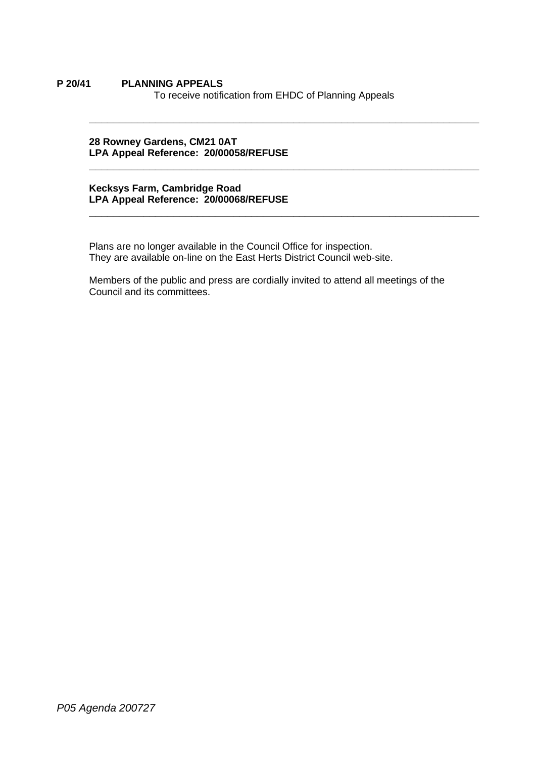**P 20/41 PLANNING APPEALS**

To receive notification from EHDC of Planning Appeals

---

**28 Rowney Gardens, CM21 0AT**
**LPA Appeal Reference: 20/00058/REFUSE**

---

**Kecksys Farm, Cambridge Road**
**LPA Appeal Reference: 20/00068/REFUSE**

---

Plans are no longer available in the Council Office for inspection.
They are available on-line on the East Herts District Council web-site.

Members of the public and press are cordially invited to attend all meetings of the Council and its committees.

*P05 Agenda 200727*